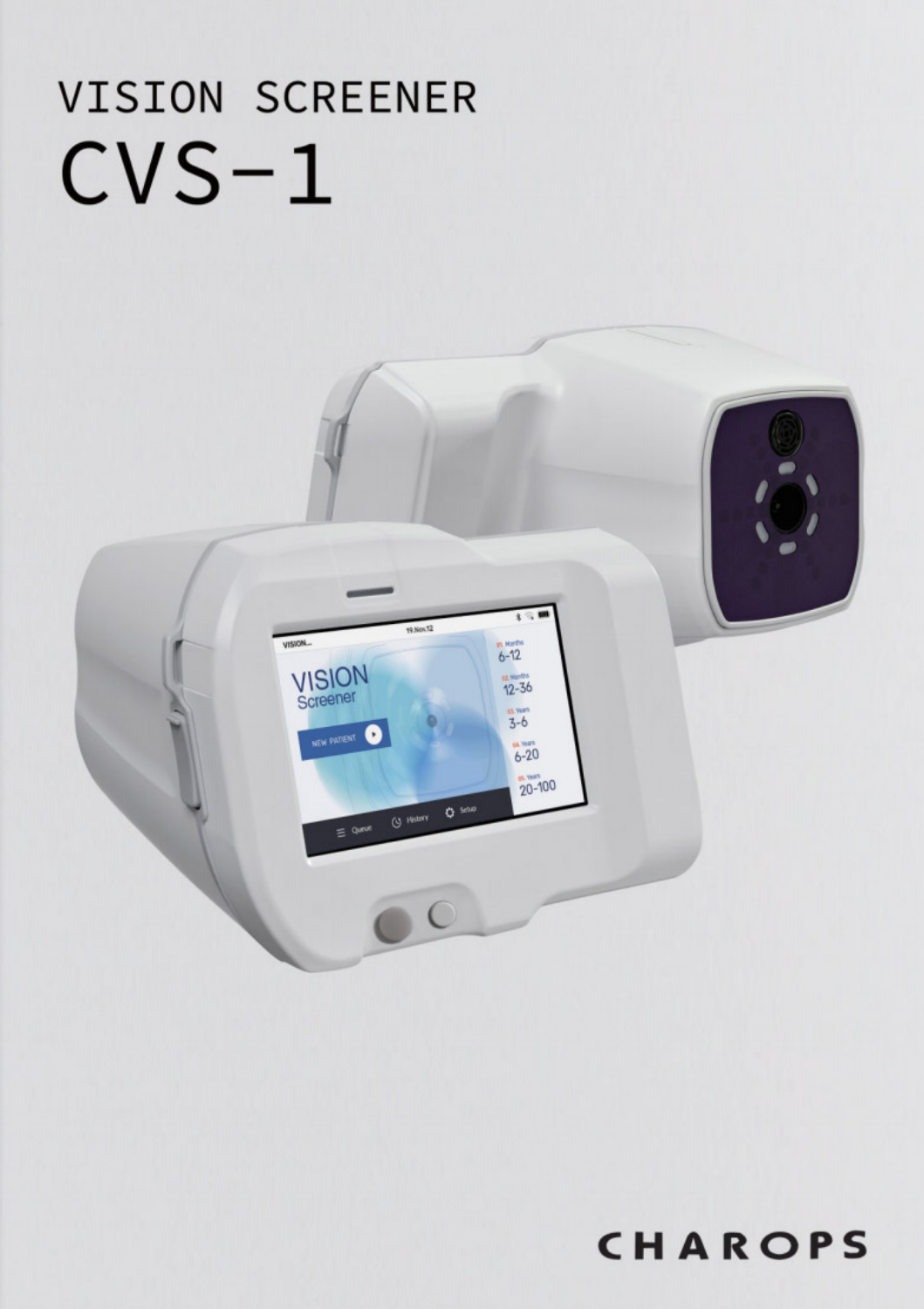# VISION SCREENER
# CVS-1

CHAROPS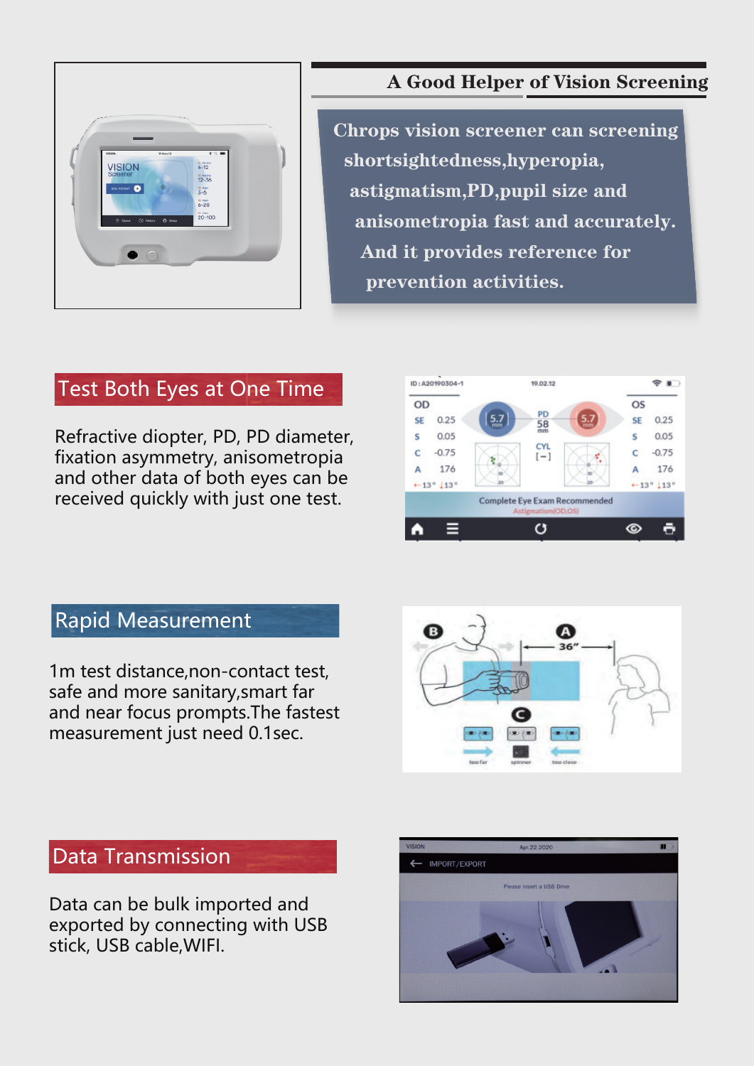## A Good Helper of Vision Screening

**Chrops vision screener can screening shortsightedness,hyperopia, astigmatism,PD,pupil size and anisometropia fast and accurately. And it provides reference for prevention activities.**

## Test Both Eyes at One Time

Refractive diopter, PD, PD diameter, fixation asymmetry, anisometropia and other data of both eyes can be received quickly with just one test.

## Rapid Measurement

1m test distance,non-contact test, safe and more sanitary,smart far and near focus prompts.The fastest measurement just need 0.1sec.

## Data Transmission

Data can be bulk imported and exported by connecting with USB stick, USB cable,WIFI.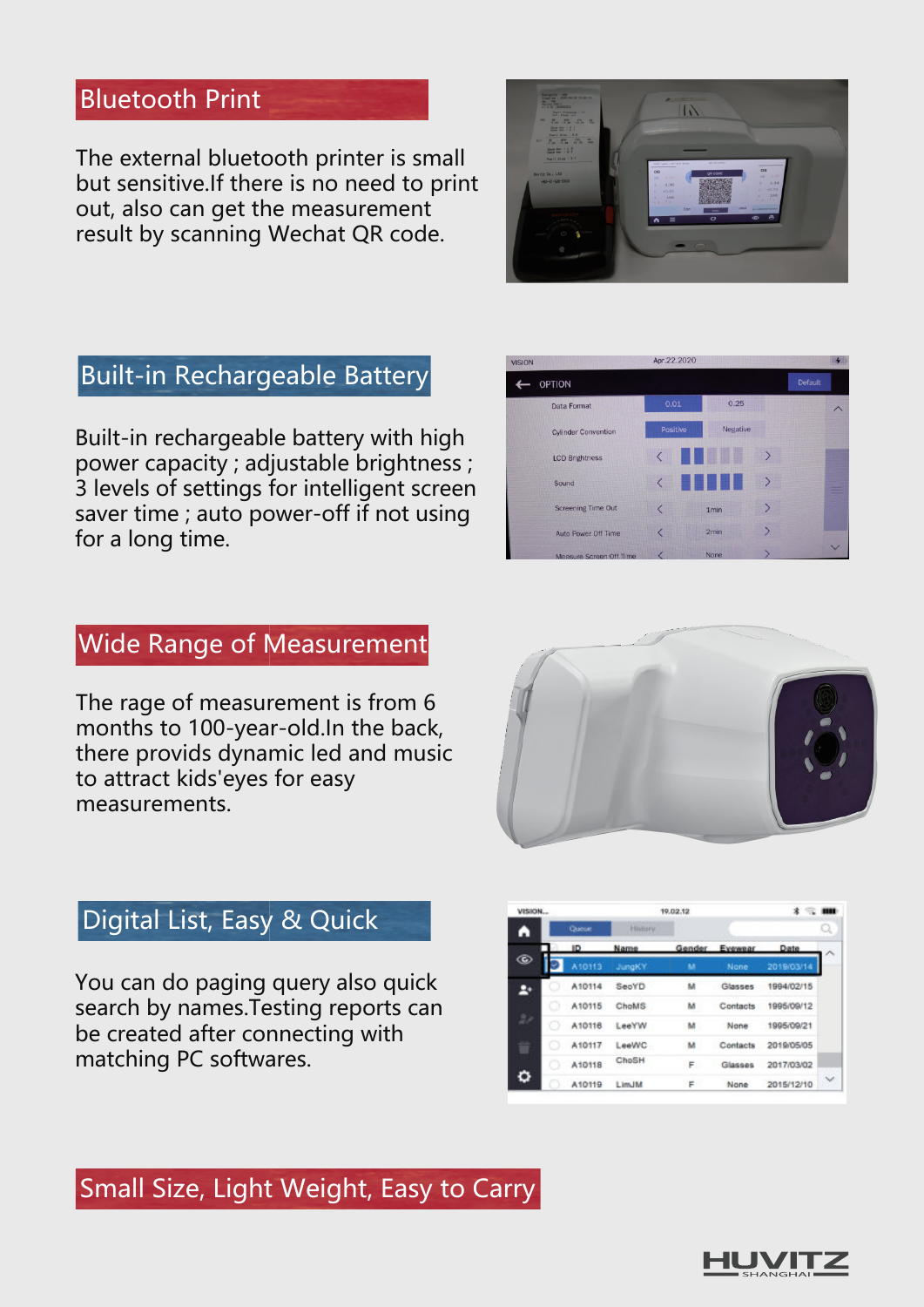## Bluetooth Print

The external bluetooth printer is small but sensitive.If there is no need to print out, also can get the measurement result by scanning Wechat QR code.

## Built-in Rechargeable Battery

Built-in rechargeable battery with high power capacity ; adjustable brightness ; 3 levels of settings for intelligent screen saver time ; auto power-off if not using for a long time.

## Wide Range of Measurement

The rage of measurement is from 6 months to 100-year-old.In the back, there provids dynamic led and music to attract kids'eyes for easy measurements.

## Digital List, Easy & Quick

You can do paging query also quick search by names.Testing reports can be created after connecting with matching PC softwares.

## Small Size, Light Weight, Easy to Carry

HUVITZ SHANGHAI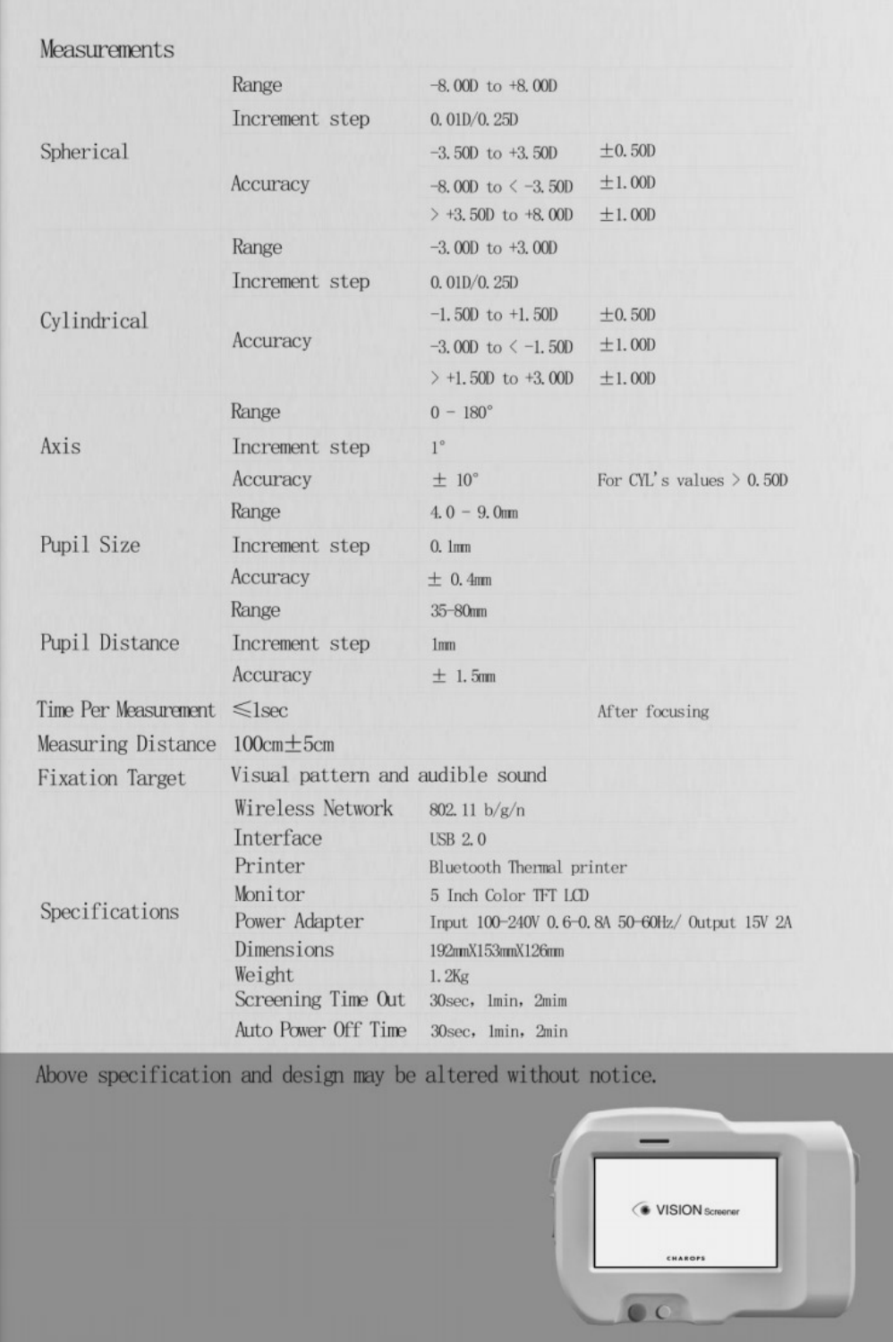## Measurements

| | | | | |
|---|---|---|---|---|
| Spherical | Range | -8.00D to +8.00D | | |
| | Increment step | 0.01D/0.25D | | |
| | Accuracy | -3.50D to +3.50D | ±0.50D | |
| | | -8.00D to < -3.50D | ±1.00D | |
| | | > +3.50D to +8.00D | ±1.00D | |
| Cylindrical | Range | -3.00D to +3.00D | | |
| | Increment step | 0.01D/0.25D | | |
| | Accuracy | -1.50D to +1.50D | ±0.50D | |
| | | -3.00D to < -1.50D | ±1.00D | |
| | | > +1.50D to +3.00D | ±1.00D | |
| Axis | Range | 0 - 180° | | |
| | Increment step | 1° | | |
| | Accuracy | ± 10° | For CYL's values > 0.50D | |
| Pupil Size | Range | 4.0 - 9.0mm | | |
| | Increment step | 0.1mm | | |
| | Accuracy | ± 0.4mm | | |
| Pupil Distance | Range | 35-80mm | | |
| | Increment step | 1mm | | |
| | Accuracy | ± 1.5mm | | |
| Time Per Measurement | ≤1sec | | After focusing | |
| Measuring Distance | 100cm±5cm | | | |
| Fixation Target | Visual pattern and audible sound | | | |
| Specifications | Wireless Network | 802.11 b/g/n | | |
| | Interface | USB 2.0 | | |
| | Printer | Bluetooth Thermal printer | | |
| | Monitor | 5 Inch Color TFT LCD | | |
| | Power Adapter | Input 100-240V 0.6-0.8A 50-60Hz/ Output 15V 2A | | |
| | Dimensions | 192mmX153mmX126mm | | |
| | Weight | 1.2Kg | | |
| | Screening Time Out | 30sec, 1min, 2mim | | |
| | Auto Power Off Time | 30sec, 1min, 2min | | |

Above specification and design may be altered without notice.